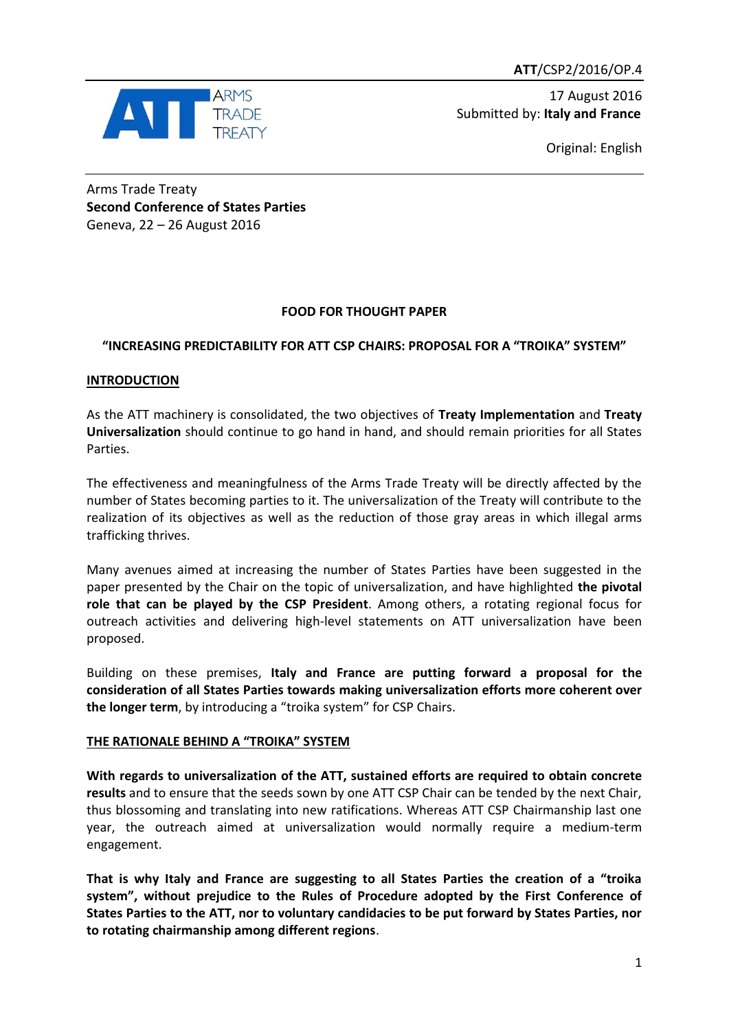ATT/CSP2/2016/OP.4

17 August 2016
Submitted by: **Italy and France**

Original: English

Arms Trade Treaty
**Second Conference of States Parties**
Geneva, 22 – 26 August 2016

**FOOD FOR THOUGHT PAPER**

**"INCREASING PREDICTABILITY FOR ATT CSP CHAIRS: PROPOSAL FOR A "TROIKA" SYSTEM"**

## INTRODUCTION

As the ATT machinery is consolidated, the two objectives of **Treaty Implementation** and **Treaty Universalization** should continue to go hand in hand, and should remain priorities for all States Parties.

The effectiveness and meaningfulness of the Arms Trade Treaty will be directly affected by the number of States becoming parties to it. The universalization of the Treaty will contribute to the realization of its objectives as well as the reduction of those gray areas in which illegal arms trafficking thrives.

Many avenues aimed at increasing the number of States Parties have been suggested in the paper presented by the Chair on the topic of universalization, and have highlighted **the pivotal role that can be played by the CSP President**. Among others, a rotating regional focus for outreach activities and delivering high-level statements on ATT universalization have been proposed.

Building on these premises, **Italy and France are putting forward a proposal for the consideration of all States Parties towards making universalization efforts more coherent over the longer term**, by introducing a "troika system" for CSP Chairs.

## THE RATIONALE BEHIND A "TROIKA" SYSTEM

**With regards to universalization of the ATT, sustained efforts are required to obtain concrete results** and to ensure that the seeds sown by one ATT CSP Chair can be tended by the next Chair, thus blossoming and translating into new ratifications. Whereas ATT CSP Chairmanship last one year, the outreach aimed at universalization would normally require a medium-term engagement.

**That is why Italy and France are suggesting to all States Parties the creation of a "troika system", without prejudice to the Rules of Procedure adopted by the First Conference of States Parties to the ATT, nor to voluntary candidacies to be put forward by States Parties, nor to rotating chairmanship among different regions**.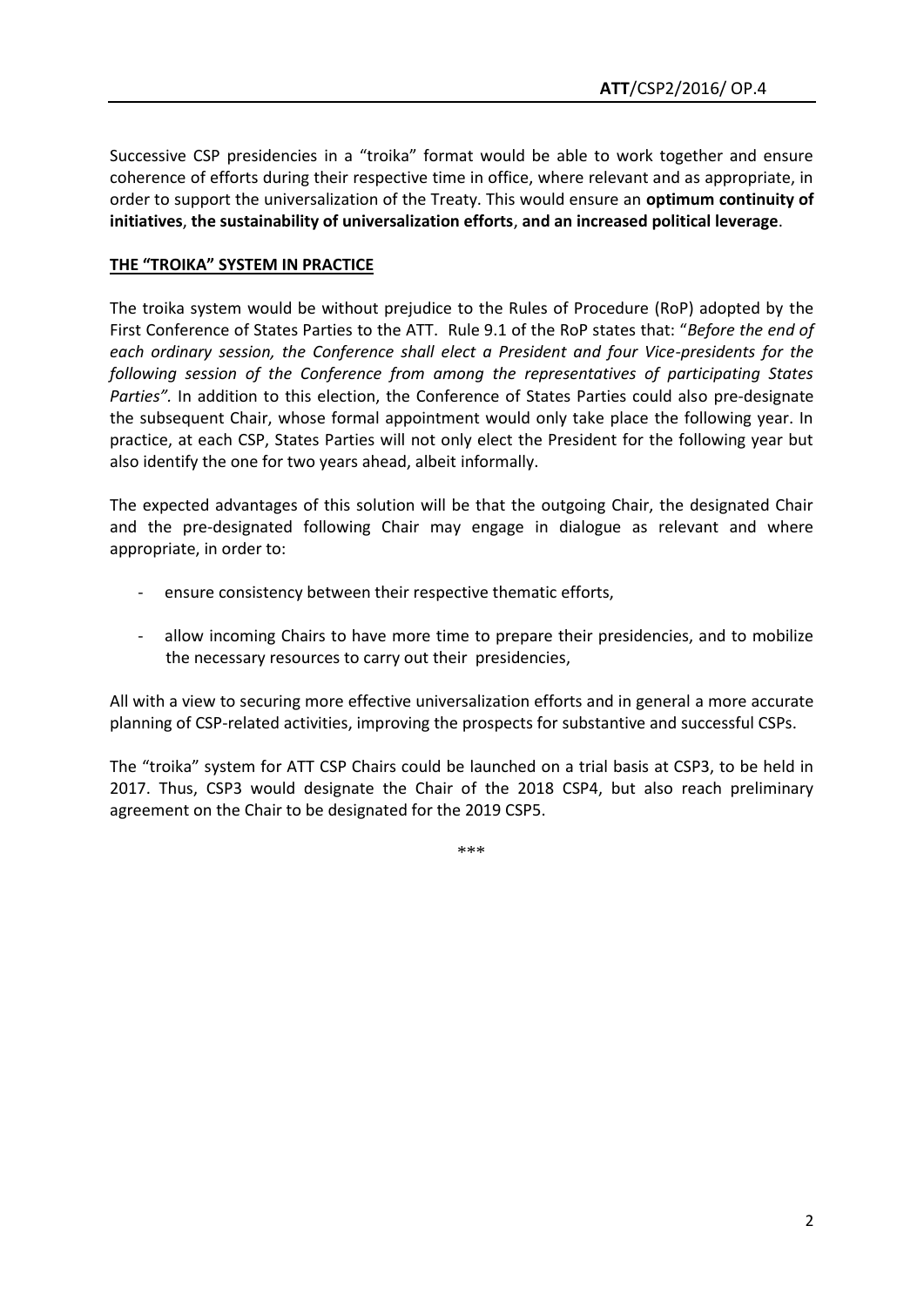Successive CSP presidencies in a "troika" format would be able to work together and ensure coherence of efforts during their respective time in office, where relevant and as appropriate, in order to support the universalization of the Treaty. This would ensure an **optimum continuity of initiatives**, **the sustainability of universalization efforts**, **and an increased political leverage**.

**THE "TROIKA" SYSTEM IN PRACTICE**

The troika system would be without prejudice to the Rules of Procedure (RoP) adopted by the First Conference of States Parties to the ATT. Rule 9.1 of the RoP states that: "*Before the end of each ordinary session, the Conference shall elect a President and four Vice-presidents for the following session of the Conference from among the representatives of participating States Parties".* In addition to this election, the Conference of States Parties could also pre-designate the subsequent Chair, whose formal appointment would only take place the following year. In practice, at each CSP, States Parties will not only elect the President for the following year but also identify the one for two years ahead, albeit informally.

The expected advantages of this solution will be that the outgoing Chair, the designated Chair and the pre-designated following Chair may engage in dialogue as relevant and where appropriate, in order to:

- ensure consistency between their respective thematic efforts,
- allow incoming Chairs to have more time to prepare their presidencies, and to mobilize the necessary resources to carry out their presidencies,

All with a view to securing more effective universalization efforts and in general a more accurate planning of CSP-related activities, improving the prospects for substantive and successful CSPs.

The "troika" system for ATT CSP Chairs could be launched on a trial basis at CSP3, to be held in 2017. Thus, CSP3 would designate the Chair of the 2018 CSP4, but also reach preliminary agreement on the Chair to be designated for the 2019 CSP5.

***